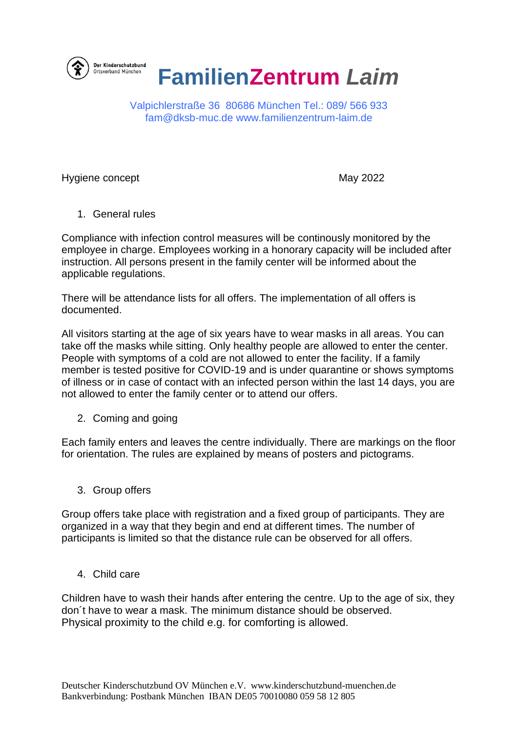Der Kinderschutzbund
Ortsverband München

# FamilienZentrum *Laim*

Valpichlerstraße 36 80686 München Tel.: 089/ 566 933
fam@dksb-muc.de www.familienzentrum-laim.de

Hygiene concept May 2022

1. General rules

Compliance with infection control measures will be continously monitored by the employee in charge. Employees working in a honorary capacity will be included after instruction. All persons present in the family center will be informed about the applicable regulations.

There will be attendance lists for all offers. The implementation of all offers is documented.

All visitors starting at the age of six years have to wear masks in all areas. You can take off the masks while sitting. Only healthy people are allowed to enter the center. People with symptoms of a cold are not allowed to enter the facility. If a family member is tested positive for COVID-19 and is under quarantine or shows symptoms of illness or in case of contact with an infected person within the last 14 days, you are not allowed to enter the family center or to attend our offers.

2. Coming and going

Each family enters and leaves the centre individually. There are markings on the floor for orientation. The rules are explained by means of posters and pictograms.

3. Group offers

Group offers take place with registration and a fixed group of participants. They are organized in a way that they begin and end at different times. The number of participants is limited so that the distance rule can be observed for all offers.

4. Child care

Children have to wash their hands after entering the centre. Up to the age of six, they don´t have to wear a mask. The minimum distance should be observed.
Physical proximity to the child e.g. for comforting is allowed.

Deutscher Kinderschutzbund OV München e.V. www.kinderschutzbund-muenchen.de
Bankverbindung: Postbank München IBAN DE05 70010080 059 58 12 805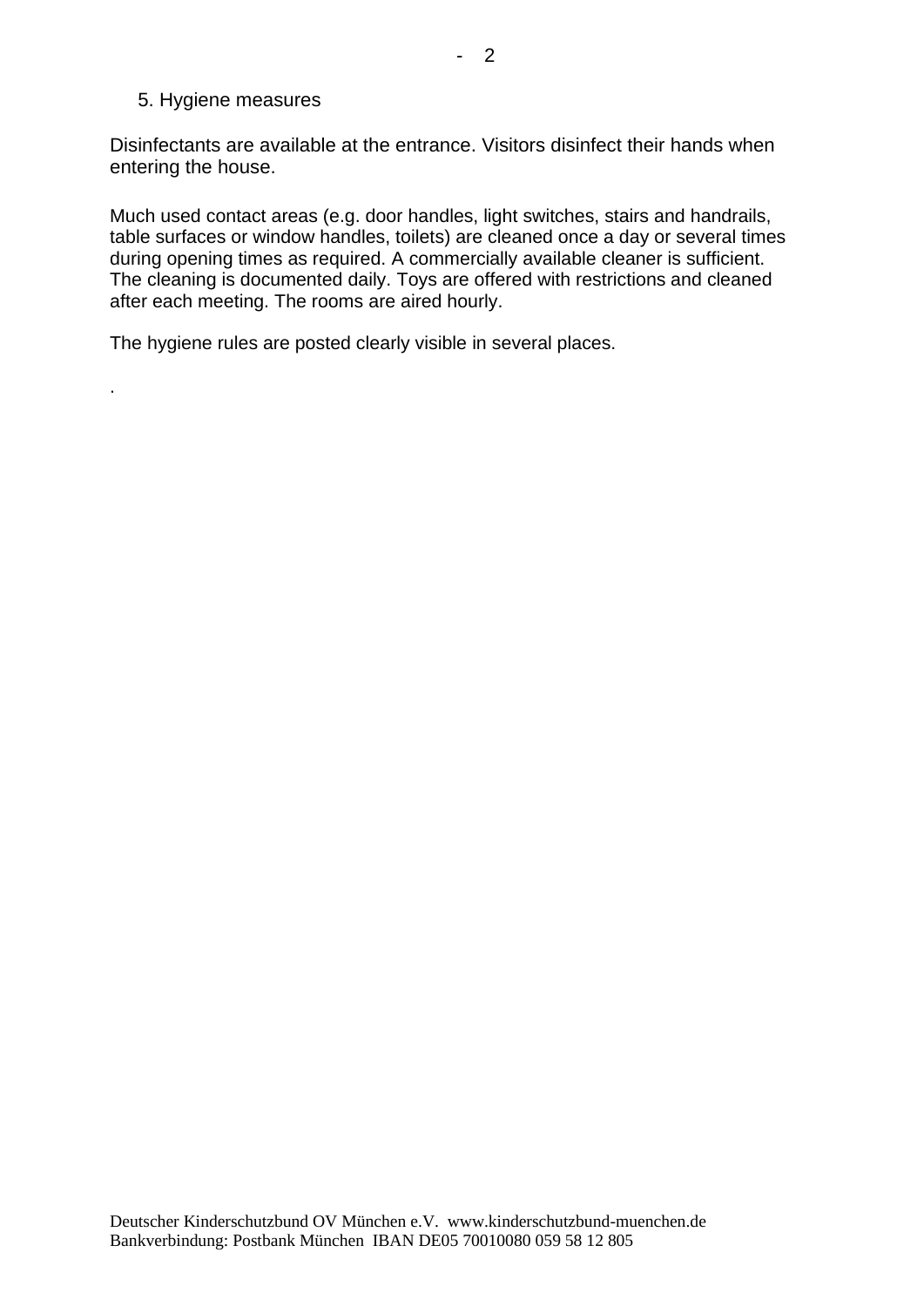5. Hygiene measures

Disinfectants are available at the entrance. Visitors disinfect their hands when entering the house.

Much used contact areas (e.g. door handles, light switches, stairs and handrails, table surfaces or window handles, toilets) are cleaned once a day or several times during opening times as required. A commercially available cleaner is sufficient. The cleaning is documented daily. Toys are offered with restrictions and cleaned after each meeting. The rooms are aired hourly.

The hygiene rules are posted clearly visible in several places.

.

Deutscher Kinderschutzbund OV München e.V. www.kinderschutzbund-muenchen.de
Bankverbindung: Postbank München IBAN DE05 70010080 059 58 12 805